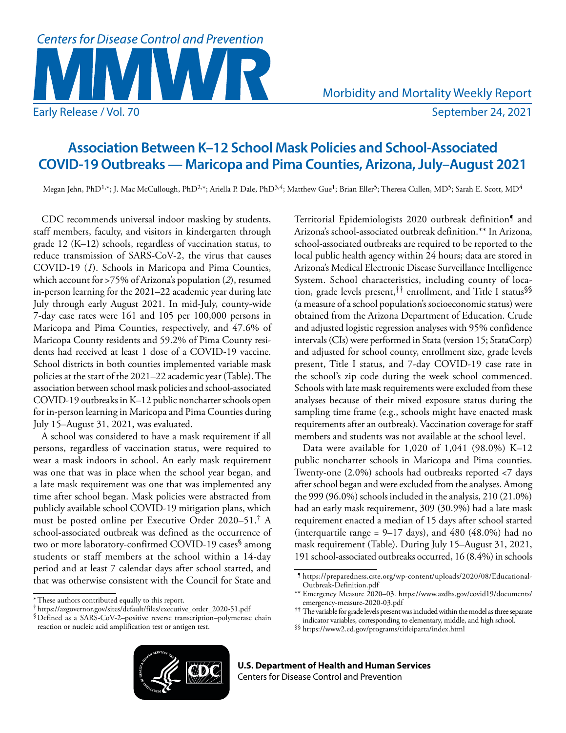# Association Between K–12 School Mask Policies and School-Associated COVID-19 Outbreaks — Maricopa and Pima Counties, Arizona, July–August 2021

Megan Jehn, PhD[1,*]; J. Mac McCullough, PhD[2,*]; Ariella P. Dale, PhD[3,4]; Matthew Gue[1]; Brian Eller[5]; Theresa Cullen, MD[5]; Sarah E. Scott, MD[4]

CDC recommends universal indoor masking by students, staff members, faculty, and visitors in kindergarten through grade 12 (K–12) schools, regardless of vaccination status, to reduce transmission of SARS-CoV-2, the virus that causes COVID-19 (*1*). Schools in Maricopa and Pima Counties, which account for >75% of Arizona's population (*2*), resumed in-person learning for the 2021–22 academic year during late July through early August 2021. In mid-July, county-wide 7-day case rates were 161 and 105 per 100,000 persons in Maricopa and Pima Counties, respectively, and 47.6% of Maricopa County residents and 59.2% of Pima County residents had received at least 1 dose of a COVID-19 vaccine. School districts in both counties implemented variable mask policies at the start of the 2021–22 academic year (Table). The association between school mask policies and school-associated COVID-19 outbreaks in K–12 public noncharter schools open for in-person learning in Maricopa and Pima Counties during July 15–August 31, 2021, was evaluated.

A school was considered to have a mask requirement if all persons, regardless of vaccination status, were required to wear a mask indoors in school. An early mask requirement was one that was in place when the school year began, and a late mask requirement was one that was implemented any time after school began. Mask policies were abstracted from publicly available school COVID-19 mitigation plans, which must be posted online per Executive Order 2020–51.[†] A school-associated outbreak was defined as the occurrence of two or more laboratory-confirmed COVID-19 cases[§] among students or staff members at the school within a 14-day period and at least 7 calendar days after school started, and that was otherwise consistent with the Council for State and Territorial Epidemiologists 2020 outbreak definition[¶] and Arizona's school-associated outbreak definition.[**] In Arizona, school-associated outbreaks are required to be reported to the local public health agency within 24 hours; data are stored in Arizona's Medical Electronic Disease Surveillance Intelligence System. School characteristics, including county of location, grade levels present,[††] enrollment, and Title I status[§§] (a measure of a school population's socioeconomic status) were obtained from the Arizona Department of Education. Crude and adjusted logistic regression analyses with 95% confidence intervals (CIs) were performed in Stata (version 15; StataCorp) and adjusted for school county, enrollment size, grade levels present, Title I status, and 7-day COVID-19 case rate in the school's zip code during the week school commenced. Schools with late mask requirements were excluded from these analyses because of their mixed exposure status during the sampling time frame (e.g., schools might have enacted mask requirements after an outbreak). Vaccination coverage for staff members and students was not available at the school level.

Data were available for 1,020 of 1,041 (98.0%) K–12 public noncharter schools in Maricopa and Pima counties. Twenty-one (2.0%) schools had outbreaks reported <7 days after school began and were excluded from the analyses. Among the 999 (96.0%) schools included in the analysis, 210 (21.0%) had an early mask requirement, 309 (30.9%) had a late mask requirement enacted a median of 15 days after school started (interquartile range = 9–17 days), and 480 (48.0%) had no mask requirement (Table). During July 15–August 31, 2021, 191 school-associated outbreaks occurred, 16 (8.4%) in schools

\* These authors contributed equally to this report.

† https://azgovernor.gov/sites/default/files/executive_order_2020-51.pdf

§ Defined as a SARS-CoV-2–positive reverse transcription–polymerase chain reaction or nucleic acid amplification test or antigen test.

¶ https://preparedness.cste.org/wp-content/uploads/2020/08/Educational-Outbreak-Definition.pdf

** Emergency Measure 2020–03. https://www.azdhs.gov/covid19/documents/emergency-measure-2020-03.pdf

†† The variable for grade levels present was included within the model as three separate indicator variables, corresponding to elementary, middle, and high school.

§§ https://www2.ed.gov/programs/titleiparta/index.html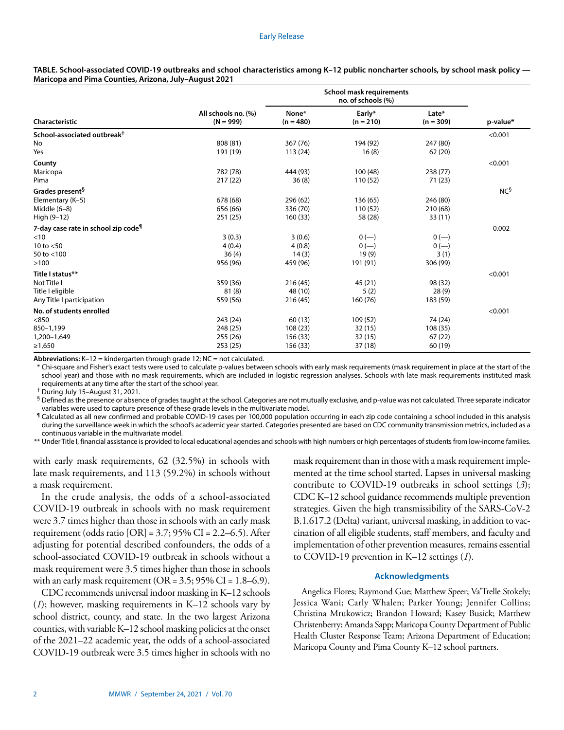**TABLE. School-associated COVID-19 outbreaks and school characteristics among K–12 public noncharter schools, by school mask policy — Maricopa and Pima Counties, Arizona, July–August 2021**

| Characteristic | All schools no. (%) (N = 999) | School mask requirements no. of schools (%) | | | p-value* |
|---|---|---|---|---|---|
| | | None* (n = 480) | Early* (n = 210) | Late* (n = 309) | |
| **School-associated outbreak†** | | | | | <0.001 |
| No | 808 (81) | 367 (76) | 194 (92) | 247 (80) | |
| Yes | 191 (19) | 113 (24) | 16 (8) | 62 (20) | |
| **County** | | | | | <0.001 |
| Maricopa | 782 (78) | 444 (93) | 100 (48) | 238 (77) | |
| Pima | 217 (22) | 36 (8) | 110 (52) | 71 (23) | |
| **Grades present§** | | | | | NC§ |
| Elementary (K–5) | 678 (68) | 296 (62) | 136 (65) | 246 (80) | |
| Middle (6–8) | 656 (66) | 336 (70) | 110 (52) | 210 (68) | |
| High (9–12) | 251 (25) | 160 (33) | 58 (28) | 33 (11) | |
| **7-day case rate in school zip code¶** | | | | | 0.002 |
| <10 | 3 (0.3) | 3 (0.6) | 0 (—) | 0 (—) | |
| 10 to <50 | 4 (0.4) | 4 (0.8) | 0 (—) | 0 (—) | |
| 50 to <100 | 36 (4) | 14 (3) | 19 (9) | 3 (1) | |
| >100 | 956 (96) | 459 (96) | 191 (91) | 306 (99) | |
| **Title I status\*\*** | | | | | <0.001 |
| Not Title I | 359 (36) | 216 (45) | 45 (21) | 98 (32) | |
| Title I eligible | 81 (8) | 48 (10) | 5 (2) | 28 (9) | |
| Any Title I participation | 559 (56) | 216 (45) | 160 (76) | 183 (59) | |
| **No. of students enrolled** | | | | | <0.001 |
| <850 | 243 (24) | 60 (13) | 109 (52) | 74 (24) | |
| 850–1,199 | 248 (25) | 108 (23) | 32 (15) | 108 (35) | |
| 1,200–1,649 | 255 (26) | 156 (33) | 32 (15) | 67 (22) | |
| ≥1,650 | 253 (25) | 156 (33) | 37 (18) | 60 (19) | |

**Abbreviations:** K–12 = kindergarten through grade 12; NC = not calculated.

\* Chi-square and Fisher's exact tests were used to calculate p-values between schools with early mask requirements (mask requirement in place at the start of the school year) and those with no mask requirements, which are included in logistic regression analyses. Schools with late mask requirements instituted mask requirements at any time after the start of the school year.

† During July 15–August 31, 2021.

§ Defined as the presence or absence of grades taught at the school. Categories are not mutually exclusive, and p-value was not calculated. Three separate indicator variables were used to capture presence of these grade levels in the multivariate model.

¶ Calculated as all new confirmed and probable COVID-19 cases per 100,000 population occurring in each zip code containing a school included in this analysis during the surveillance week in which the school's academic year started. Categories presented are based on CDC community transmission metrics, included as a continuous variable in the multivariate model.

\*\* Under Title I, financial assistance is provided to local educational agencies and schools with high numbers or high percentages of students from low-income families.

with early mask requirements, 62 (32.5%) in schools with late mask requirements, and 113 (59.2%) in schools without a mask requirement.

In the crude analysis, the odds of a school-associated COVID-19 outbreak in schools with no mask requirement were 3.7 times higher than those in schools with an early mask requirement (odds ratio [OR] = 3.7; 95% CI = 2.2–6.5). After adjusting for potential described confounders, the odds of a school-associated COVID-19 outbreak in schools without a mask requirement were 3.5 times higher than those in schools with an early mask requirement (OR = 3.5; 95% CI = 1.8–6.9).

CDC recommends universal indoor masking in K–12 schools (*1*); however, masking requirements in K–12 schools vary by school district, county, and state. In the two largest Arizona counties, with variable K–12 school masking policies at the onset of the 2021–22 academic year, the odds of a school-associated COVID-19 outbreak were 3.5 times higher in schools with no mask requirement than in those with a mask requirement implemented at the time school started. Lapses in universal masking contribute to COVID-19 outbreaks in school settings (*3*); CDC K–12 school guidance recommends multiple prevention strategies. Given the high transmissibility of the SARS-CoV-2 B.1.617.2 (Delta) variant, universal masking, in addition to vaccination of all eligible students, staff members, and faculty and implementation of other prevention measures, remains essential to COVID-19 prevention in K–12 settings (*1*).

### Acknowledgments

Angelica Flores; Raymond Gue; Matthew Speer; Va'Trelle Stokely; Jessica Wani; Carly Whalen; Parker Young; Jennifer Collins; Christina Mrukowicz; Brandon Howard; Kasey Busick; Matthew Christenberry; Amanda Sapp; Maricopa County Department of Public Health Cluster Response Team; Arizona Department of Education; Maricopa County and Pima County K–12 school partners.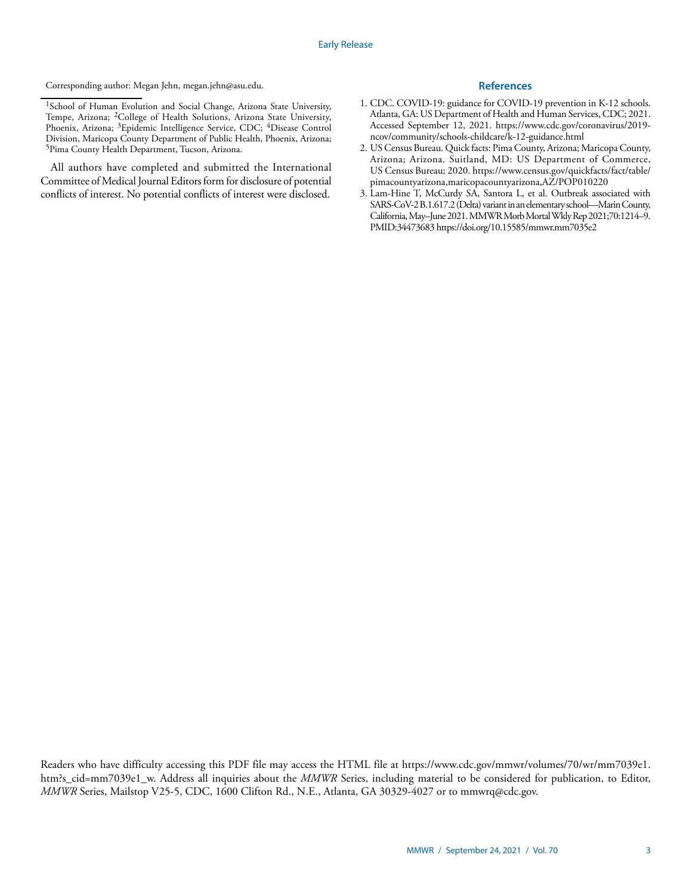Corresponding author: Megan Jehn, megan.jehn@asu.edu.

[1]School of Human Evolution and Social Change, Arizona State University, Tempe, Arizona; [2]College of Health Solutions, Arizona State University, Phoenix, Arizona; [3]Epidemic Intelligence Service, CDC; [4]Disease Control Division, Maricopa County Department of Public Health, Phoenix, Arizona; [5]Pima County Health Department, Tucson, Arizona.

All authors have completed and submitted the International Committee of Medical Journal Editors form for disclosure of potential conflicts of interest. No potential conflicts of interest were disclosed.

## References

1. CDC. COVID-19: guidance for COVID-19 prevention in K-12 schools. Atlanta, GA: US Department of Health and Human Services, CDC; 2021. Accessed September 12, 2021. https://www.cdc.gov/coronavirus/2019-ncov/community/schools-childcare/k-12-guidance.html
2. US Census Bureau. Quick facts: Pima County, Arizona; Maricopa County, Arizona; Arizona. Suitland, MD: US Department of Commerce, US Census Bureau; 2020. https://www.census.gov/quickfacts/fact/table/pimacountyarizona,maricopacountyarizona,AZ/POP010220
3. Lam-Hine T, McCurdy SA, Santora L, et al. Outbreak associated with SARS-CoV-2 B.1.617.2 (Delta) variant in an elementary school—Marin County, California, May–June 2021. MMWR Morb Mortal Wkly Rep 2021;70:1214–9. PMID:34473683 https://doi.org/10.15585/mmwr.mm7035e2

Readers who have difficulty accessing this PDF file may access the HTML file at https://www.cdc.gov/mmwr/volumes/70/wr/mm7039e1.htm?s_cid=mm7039e1_w. Address all inquiries about the *MMWR* Series, including material to be considered for publication, to Editor, *MMWR* Series, Mailstop V25-5, CDC, 1600 Clifton Rd., N.E., Atlanta, GA 30329-4027 or to mmwrq@cdc.gov.